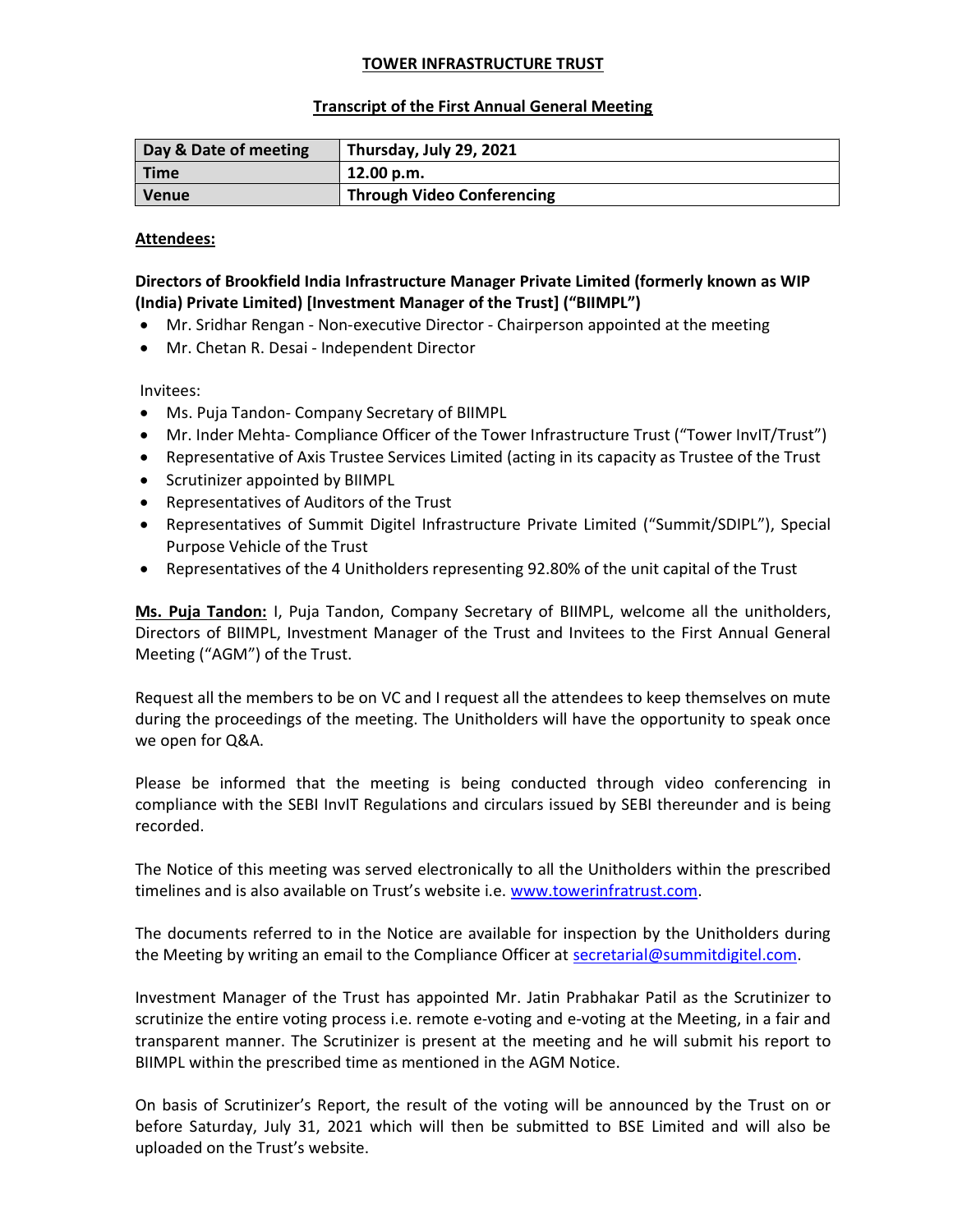# TOWER INFRASTRUCTURE TRUST

## Transcript of the First Annual General Meeting

| Day & Date of meeting | Thursday, July 29, 2021 |
|---|---|
| Time | 12.00 p.m. |
| Venue | Through Video Conferencing |

**Attendees:**

**Directors of Brookfield India Infrastructure Manager Private Limited (formerly known as WIP (India) Private Limited) [Investment Manager of the Trust] ("BIIMPL")**

- Mr. Sridhar Rengan - Non-executive Director - Chairperson appointed at the meeting
- Mr. Chetan R. Desai - Independent Director

Invitees:

- Ms. Puja Tandon- Company Secretary of BIIMPL
- Mr. Inder Mehta- Compliance Officer of the Tower Infrastructure Trust ("Tower InvIT/Trust")
- Representative of Axis Trustee Services Limited (acting in its capacity as Trustee of the Trust
- Scrutinizer appointed by BIIMPL
- Representatives of Auditors of the Trust
- Representatives of Summit Digitel Infrastructure Private Limited ("Summit/SDIPL"), Special Purpose Vehicle of the Trust
- Representatives of the 4 Unitholders representing 92.80% of the unit capital of the Trust

**Ms. Puja Tandon:** I, Puja Tandon, Company Secretary of BIIMPL, welcome all the unitholders, Directors of BIIMPL, Investment Manager of the Trust and Invitees to the First Annual General Meeting ("AGM") of the Trust.

Request all the members to be on VC and I request all the attendees to keep themselves on mute during the proceedings of the meeting. The Unitholders will have the opportunity to speak once we open for Q&A.

Please be informed that the meeting is being conducted through video conferencing in compliance with the SEBI InvIT Regulations and circulars issued by SEBI thereunder and is being recorded.

The Notice of this meeting was served electronically to all the Unitholders within the prescribed timelines and is also available on Trust's website i.e. www.towerinfratrust.com.

The documents referred to in the Notice are available for inspection by the Unitholders during the Meeting by writing an email to the Compliance Officer at secretarial@summitdigitel.com.

Investment Manager of the Trust has appointed Mr. Jatin Prabhakar Patil as the Scrutinizer to scrutinize the entire voting process i.e. remote e-voting and e-voting at the Meeting, in a fair and transparent manner. The Scrutinizer is present at the meeting and he will submit his report to BIIMPL within the prescribed time as mentioned in the AGM Notice.

On basis of Scrutinizer's Report, the result of the voting will be announced by the Trust on or before Saturday, July 31, 2021 which will then be submitted to BSE Limited and will also be uploaded on the Trust's website.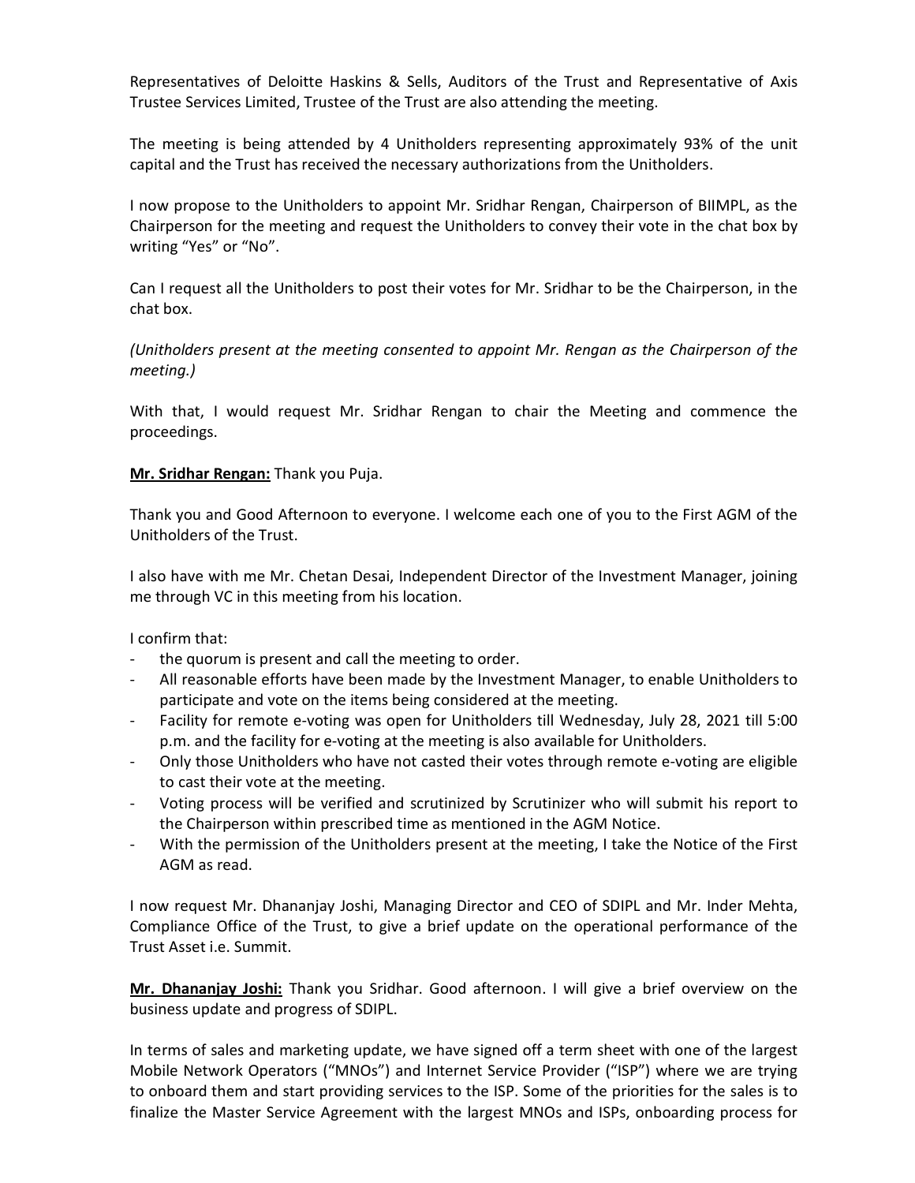Representatives of Deloitte Haskins & Sells, Auditors of the Trust and Representative of Axis Trustee Services Limited, Trustee of the Trust are also attending the meeting.

The meeting is being attended by 4 Unitholders representing approximately 93% of the unit capital and the Trust has received the necessary authorizations from the Unitholders.

I now propose to the Unitholders to appoint Mr. Sridhar Rengan, Chairperson of BIIMPL, as the Chairperson for the meeting and request the Unitholders to convey their vote in the chat box by writing "Yes" or "No".

Can I request all the Unitholders to post their votes for Mr. Sridhar to be the Chairperson, in the chat box.

*(Unitholders present at the meeting consented to appoint Mr. Rengan as the Chairperson of the meeting.)*

With that, I would request Mr. Sridhar Rengan to chair the Meeting and commence the proceedings.

**Mr. Sridhar Rengan:** Thank you Puja.

Thank you and Good Afternoon to everyone. I welcome each one of you to the First AGM of the Unitholders of the Trust.

I also have with me Mr. Chetan Desai, Independent Director of the Investment Manager, joining me through VC in this meeting from his location.

I confirm that:

- the quorum is present and call the meeting to order.
- All reasonable efforts have been made by the Investment Manager, to enable Unitholders to participate and vote on the items being considered at the meeting.
- Facility for remote e-voting was open for Unitholders till Wednesday, July 28, 2021 till 5:00 p.m. and the facility for e-voting at the meeting is also available for Unitholders.
- Only those Unitholders who have not casted their votes through remote e-voting are eligible to cast their vote at the meeting.
- Voting process will be verified and scrutinized by Scrutinizer who will submit his report to the Chairperson within prescribed time as mentioned in the AGM Notice.
- With the permission of the Unitholders present at the meeting, I take the Notice of the First AGM as read.

I now request Mr. Dhananjay Joshi, Managing Director and CEO of SDIPL and Mr. Inder Mehta, Compliance Office of the Trust, to give a brief update on the operational performance of the Trust Asset i.e. Summit.

**Mr. Dhananjay Joshi:** Thank you Sridhar. Good afternoon. I will give a brief overview on the business update and progress of SDIPL.

In terms of sales and marketing update, we have signed off a term sheet with one of the largest Mobile Network Operators ("MNOs") and Internet Service Provider ("ISP") where we are trying to onboard them and start providing services to the ISP. Some of the priorities for the sales is to finalize the Master Service Agreement with the largest MNOs and ISPs, onboarding process for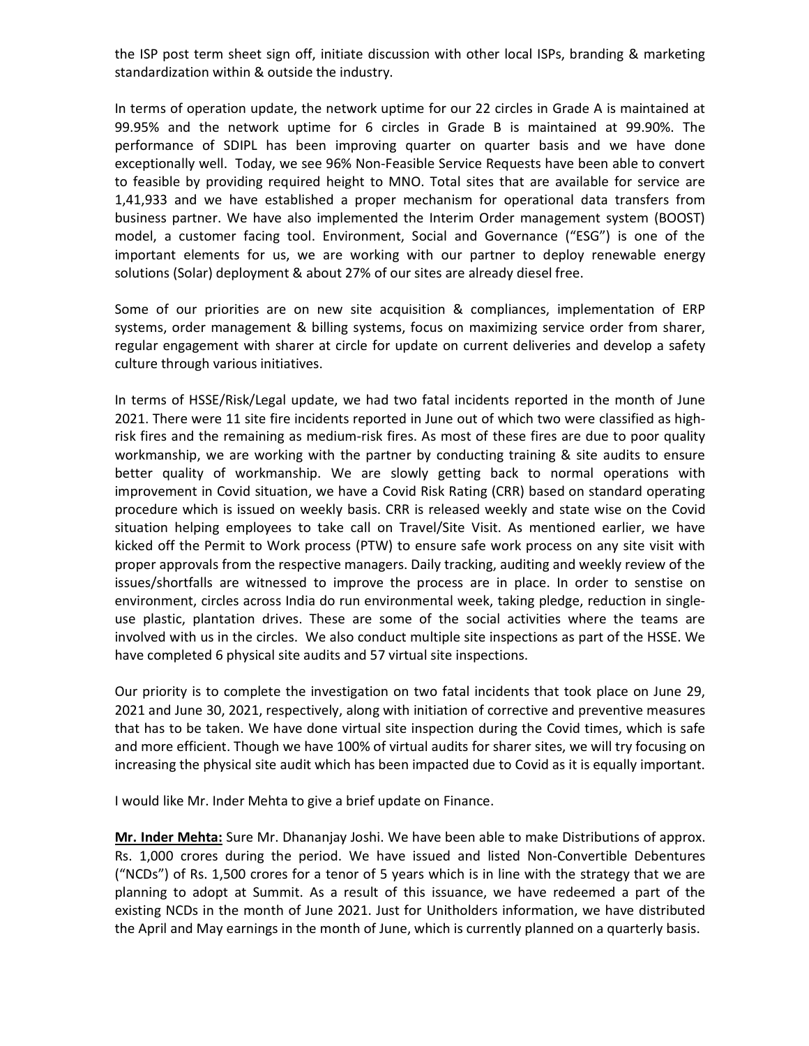the ISP post term sheet sign off, initiate discussion with other local ISPs, branding & marketing standardization within & outside the industry.

In terms of operation update, the network uptime for our 22 circles in Grade A is maintained at 99.95% and the network uptime for 6 circles in Grade B is maintained at 99.90%. The performance of SDIPL has been improving quarter on quarter basis and we have done exceptionally well. Today, we see 96% Non-Feasible Service Requests have been able to convert to feasible by providing required height to MNO. Total sites that are available for service are 1,41,933 and we have established a proper mechanism for operational data transfers from business partner. We have also implemented the Interim Order management system (BOOST) model, a customer facing tool. Environment, Social and Governance ("ESG") is one of the important elements for us, we are working with our partner to deploy renewable energy solutions (Solar) deployment & about 27% of our sites are already diesel free.

Some of our priorities are on new site acquisition & compliances, implementation of ERP systems, order management & billing systems, focus on maximizing service order from sharer, regular engagement with sharer at circle for update on current deliveries and develop a safety culture through various initiatives.

In terms of HSSE/Risk/Legal update, we had two fatal incidents reported in the month of June 2021. There were 11 site fire incidents reported in June out of which two were classified as high-risk fires and the remaining as medium-risk fires. As most of these fires are due to poor quality workmanship, we are working with the partner by conducting training & site audits to ensure better quality of workmanship. We are slowly getting back to normal operations with improvement in Covid situation, we have a Covid Risk Rating (CRR) based on standard operating procedure which is issued on weekly basis. CRR is released weekly and state wise on the Covid situation helping employees to take call on Travel/Site Visit. As mentioned earlier, we have kicked off the Permit to Work process (PTW) to ensure safe work process on any site visit with proper approvals from the respective managers. Daily tracking, auditing and weekly review of the issues/shortfalls are witnessed to improve the process are in place. In order to senstise on environment, circles across India do run environmental week, taking pledge, reduction in single-use plastic, plantation drives. These are some of the social activities where the teams are involved with us in the circles. We also conduct multiple site inspections as part of the HSSE. We have completed 6 physical site audits and 57 virtual site inspections.

Our priority is to complete the investigation on two fatal incidents that took place on June 29, 2021 and June 30, 2021, respectively, along with initiation of corrective and preventive measures that has to be taken. We have done virtual site inspection during the Covid times, which is safe and more efficient. Though we have 100% of virtual audits for sharer sites, we will try focusing on increasing the physical site audit which has been impacted due to Covid as it is equally important.

I would like Mr. Inder Mehta to give a brief update on Finance.

**Mr. Inder Mehta:** Sure Mr. Dhananjay Joshi. We have been able to make Distributions of approx. Rs. 1,000 crores during the period. We have issued and listed Non-Convertible Debentures ("NCDs") of Rs. 1,500 crores for a tenor of 5 years which is in line with the strategy that we are planning to adopt at Summit. As a result of this issuance, we have redeemed a part of the existing NCDs in the month of June 2021. Just for Unitholders information, we have distributed the April and May earnings in the month of June, which is currently planned on a quarterly basis.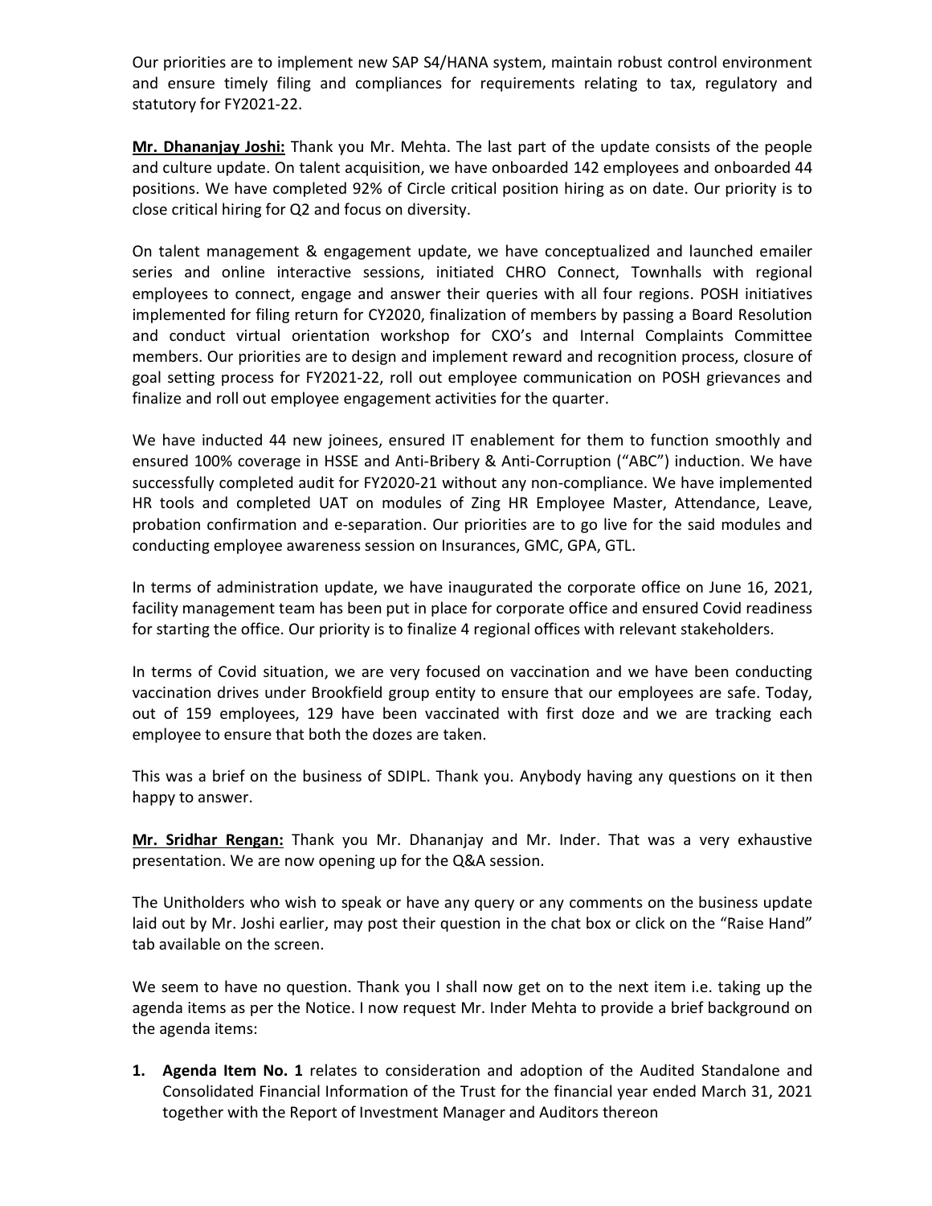Our priorities are to implement new SAP S4/HANA system, maintain robust control environment and ensure timely filing and compliances for requirements relating to tax, regulatory and statutory for FY2021-22.

**Mr. Dhananjay Joshi:** Thank you Mr. Mehta. The last part of the update consists of the people and culture update. On talent acquisition, we have onboarded 142 employees and onboarded 44 positions. We have completed 92% of Circle critical position hiring as on date. Our priority is to close critical hiring for Q2 and focus on diversity.

On talent management & engagement update, we have conceptualized and launched emailer series and online interactive sessions, initiated CHRO Connect, Townhalls with regional employees to connect, engage and answer their queries with all four regions. POSH initiatives implemented for filing return for CY2020, finalization of members by passing a Board Resolution and conduct virtual orientation workshop for CXO's and Internal Complaints Committee members. Our priorities are to design and implement reward and recognition process, closure of goal setting process for FY2021-22, roll out employee communication on POSH grievances and finalize and roll out employee engagement activities for the quarter.

We have inducted 44 new joinees, ensured IT enablement for them to function smoothly and ensured 100% coverage in HSSE and Anti-Bribery & Anti-Corruption ("ABC") induction. We have successfully completed audit for FY2020-21 without any non-compliance. We have implemented HR tools and completed UAT on modules of Zing HR Employee Master, Attendance, Leave, probation confirmation and e-separation. Our priorities are to go live for the said modules and conducting employee awareness session on Insurances, GMC, GPA, GTL.

In terms of administration update, we have inaugurated the corporate office on June 16, 2021, facility management team has been put in place for corporate office and ensured Covid readiness for starting the office. Our priority is to finalize 4 regional offices with relevant stakeholders.

In terms of Covid situation, we are very focused on vaccination and we have been conducting vaccination drives under Brookfield group entity to ensure that our employees are safe. Today, out of 159 employees, 129 have been vaccinated with first doze and we are tracking each employee to ensure that both the dozes are taken.

This was a brief on the business of SDIPL. Thank you. Anybody having any questions on it then happy to answer.

**Mr. Sridhar Rengan:** Thank you Mr. Dhananjay and Mr. Inder. That was a very exhaustive presentation. We are now opening up for the Q&A session.

The Unitholders who wish to speak or have any query or any comments on the business update laid out by Mr. Joshi earlier, may post their question in the chat box or click on the "Raise Hand" tab available on the screen.

We seem to have no question. Thank you I shall now get on to the next item i.e. taking up the agenda items as per the Notice. I now request Mr. Inder Mehta to provide a brief background on the agenda items:

1. **Agenda Item No. 1** relates to consideration and adoption of the Audited Standalone and Consolidated Financial Information of the Trust for the financial year ended March 31, 2021 together with the Report of Investment Manager and Auditors thereon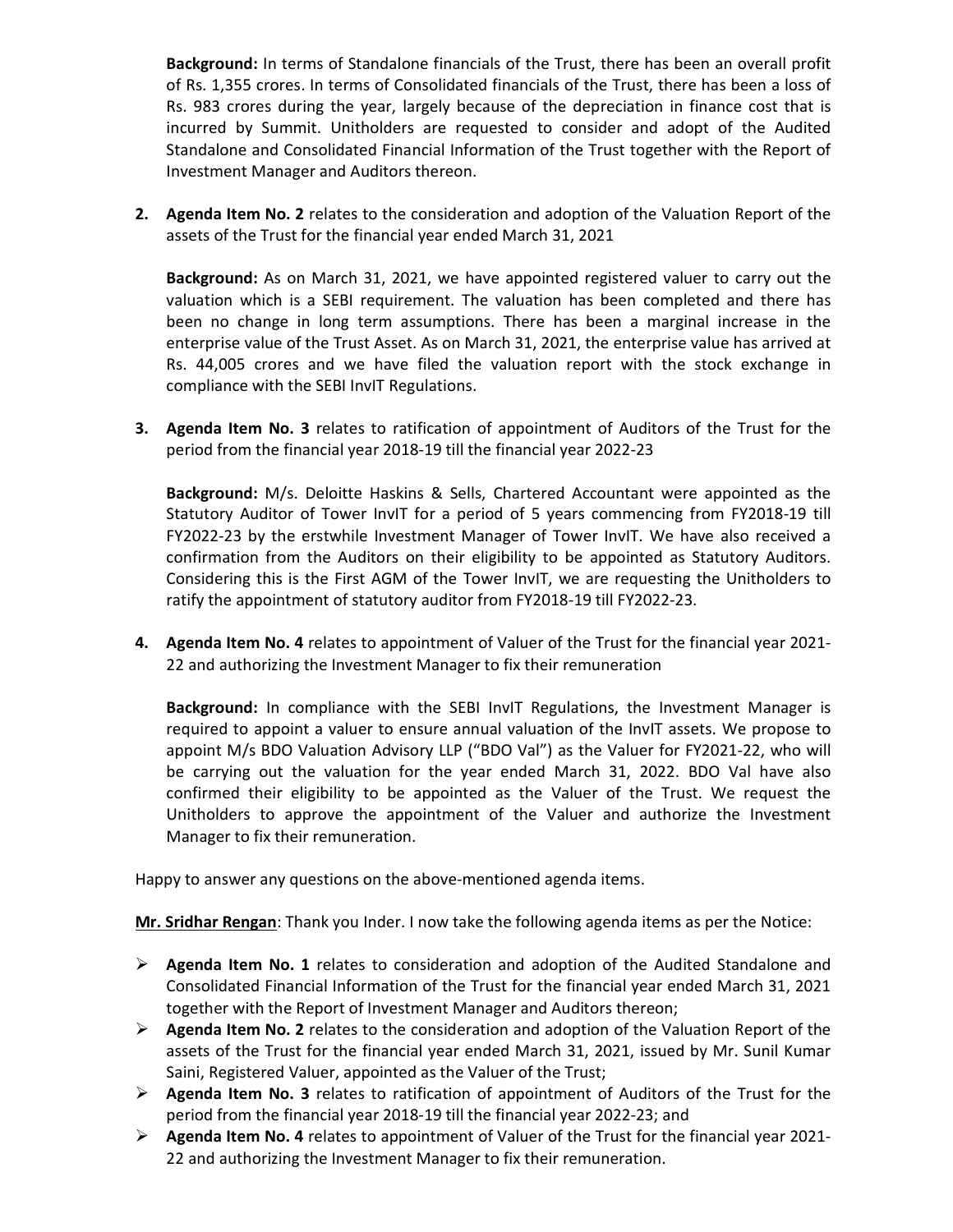**Background:** In terms of Standalone financials of the Trust, there has been an overall profit of Rs. 1,355 crores. In terms of Consolidated financials of the Trust, there has been a loss of Rs. 983 crores during the year, largely because of the depreciation in finance cost that is incurred by Summit. Unitholders are requested to consider and adopt of the Audited Standalone and Consolidated Financial Information of the Trust together with the Report of Investment Manager and Auditors thereon.

2. **Agenda Item No. 2** relates to the consideration and adoption of the Valuation Report of the assets of the Trust for the financial year ended March 31, 2021

   **Background:** As on March 31, 2021, we have appointed registered valuer to carry out the valuation which is a SEBI requirement. The valuation has been completed and there has been no change in long term assumptions. There has been a marginal increase in the enterprise value of the Trust Asset. As on March 31, 2021, the enterprise value has arrived at Rs. 44,005 crores and we have filed the valuation report with the stock exchange in compliance with the SEBI InvIT Regulations.

3. **Agenda Item No. 3** relates to ratification of appointment of Auditors of the Trust for the period from the financial year 2018-19 till the financial year 2022-23

   **Background:** M/s. Deloitte Haskins & Sells, Chartered Accountant were appointed as the Statutory Auditor of Tower InvIT for a period of 5 years commencing from FY2018-19 till FY2022-23 by the erstwhile Investment Manager of Tower InvIT. We have also received a confirmation from the Auditors on their eligibility to be appointed as Statutory Auditors. Considering this is the First AGM of the Tower InvIT, we are requesting the Unitholders to ratify the appointment of statutory auditor from FY2018-19 till FY2022-23.

4. **Agenda Item No. 4** relates to appointment of Valuer of the Trust for the financial year 2021-22 and authorizing the Investment Manager to fix their remuneration

   **Background:** In compliance with the SEBI InvIT Regulations, the Investment Manager is required to appoint a valuer to ensure annual valuation of the InvIT assets. We propose to appoint M/s BDO Valuation Advisory LLP ("BDO Val") as the Valuer for FY2021-22, who will be carrying out the valuation for the year ended March 31, 2022. BDO Val have also confirmed their eligibility to be appointed as the Valuer of the Trust. We request the Unitholders to approve the appointment of the Valuer and authorize the Investment Manager to fix their remuneration.

Happy to answer any questions on the above-mentioned agenda items.

**Mr. Sridhar Rengan**: Thank you Inder. I now take the following agenda items as per the Notice:

- **Agenda Item No. 1** relates to consideration and adoption of the Audited Standalone and Consolidated Financial Information of the Trust for the financial year ended March 31, 2021 together with the Report of Investment Manager and Auditors thereon;
- **Agenda Item No. 2** relates to the consideration and adoption of the Valuation Report of the assets of the Trust for the financial year ended March 31, 2021, issued by Mr. Sunil Kumar Saini, Registered Valuer, appointed as the Valuer of the Trust;
- **Agenda Item No. 3** relates to ratification of appointment of Auditors of the Trust for the period from the financial year 2018-19 till the financial year 2022-23; and
- **Agenda Item No. 4** relates to appointment of Valuer of the Trust for the financial year 2021-22 and authorizing the Investment Manager to fix their remuneration.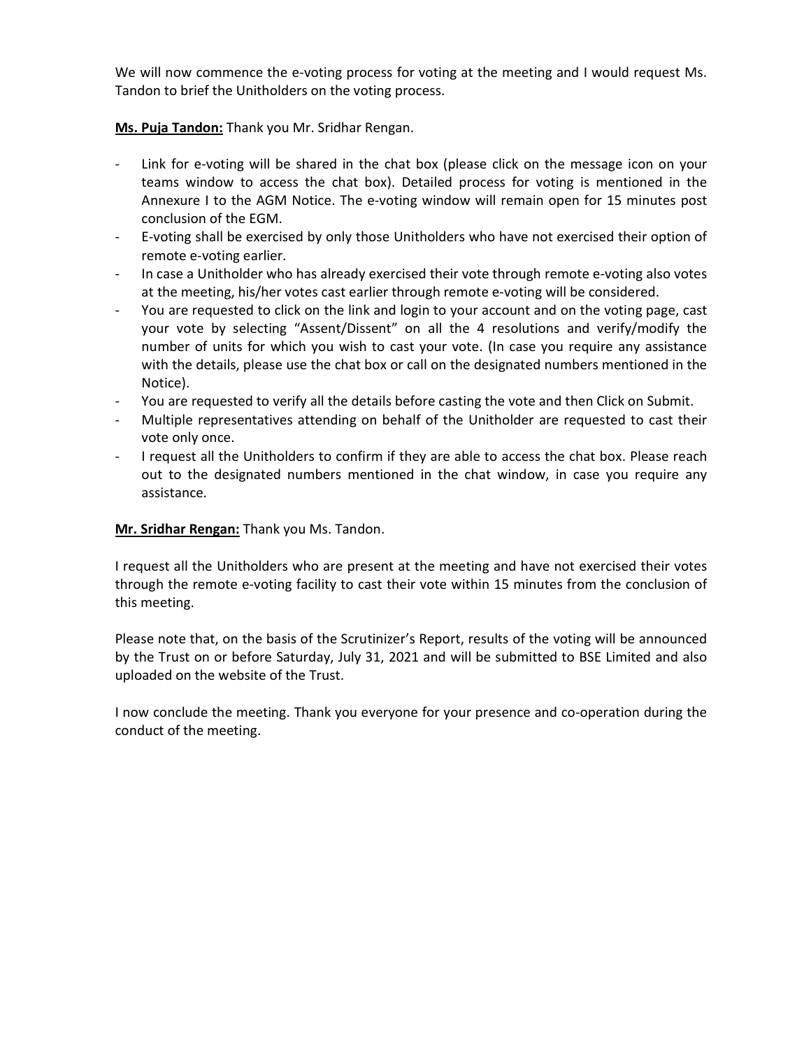We will now commence the e-voting process for voting at the meeting and I would request Ms. Tandon to brief the Unitholders on the voting process.

**Ms. Puja Tandon:** Thank you Mr. Sridhar Rengan.

- Link for e-voting will be shared in the chat box (please click on the message icon on your teams window to access the chat box). Detailed process for voting is mentioned in the Annexure I to the AGM Notice. The e-voting window will remain open for 15 minutes post conclusion of the EGM.
- E-voting shall be exercised by only those Unitholders who have not exercised their option of remote e-voting earlier.
- In case a Unitholder who has already exercised their vote through remote e-voting also votes at the meeting, his/her votes cast earlier through remote e-voting will be considered.
- You are requested to click on the link and login to your account and on the voting page, cast your vote by selecting "Assent/Dissent" on all the 4 resolutions and verify/modify the number of units for which you wish to cast your vote. (In case you require any assistance with the details, please use the chat box or call on the designated numbers mentioned in the Notice).
- You are requested to verify all the details before casting the vote and then Click on Submit.
- Multiple representatives attending on behalf of the Unitholder are requested to cast their vote only once.
- I request all the Unitholders to confirm if they are able to access the chat box. Please reach out to the designated numbers mentioned in the chat window, in case you require any assistance.

**Mr. Sridhar Rengan:** Thank you Ms. Tandon.

I request all the Unitholders who are present at the meeting and have not exercised their votes through the remote e-voting facility to cast their vote within 15 minutes from the conclusion of this meeting.

Please note that, on the basis of the Scrutinizer's Report, results of the voting will be announced by the Trust on or before Saturday, July 31, 2021 and will be submitted to BSE Limited and also uploaded on the website of the Trust.

I now conclude the meeting. Thank you everyone for your presence and co-operation during the conduct of the meeting.